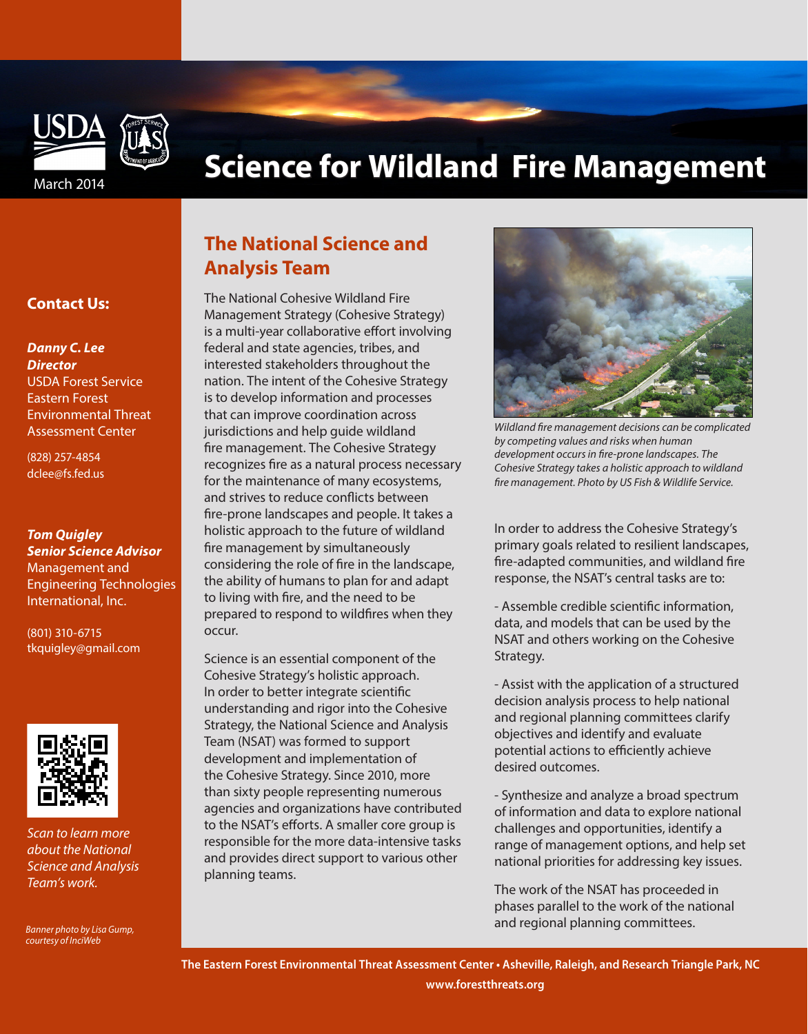March 2014

# Science for Wildland Fire Management

**Contact Us:**

***Danny C. Lee***
***Director***
USDA Forest Service
Eastern Forest Environmental Threat Assessment Center

(828) 257-4854
dclee@fs.fed.us

***Tom Quigley***
***Senior Science Advisor***
Management and Engineering Technologies International, Inc.

(801) 310-6715
tkquigley@gmail.com

*Scan to learn more about the National Science and Analysis Team's work.*

*Banner photo by Lisa Gump, courtesy of InciWeb*

## The National Science and Analysis Team

The National Cohesive Wildland Fire Management Strategy (Cohesive Strategy) is a multi-year collaborative effort involving federal and state agencies, tribes, and interested stakeholders throughout the nation. The intent of the Cohesive Strategy is to develop information and processes that can improve coordination across jurisdictions and help guide wildland fire management. The Cohesive Strategy recognizes fire as a natural process necessary for the maintenance of many ecosystems, and strives to reduce conflicts between fire-prone landscapes and people. It takes a holistic approach to the future of wildland fire management by simultaneously considering the role of fire in the landscape, the ability of humans to plan for and adapt to living with fire, and the need to be prepared to respond to wildfires when they occur.

Science is an essential component of the Cohesive Strategy's holistic approach. In order to better integrate scientific understanding and rigor into the Cohesive Strategy, the National Science and Analysis Team (NSAT) was formed to support development and implementation of the Cohesive Strategy. Since 2010, more than sixty people representing numerous agencies and organizations have contributed to the NSAT's efforts. A smaller core group is responsible for the more data-intensive tasks and provides direct support to various other planning teams.

*Wildland fire management decisions can be complicated by competing values and risks when human development occurs in fire-prone landscapes. The Cohesive Strategy takes a holistic approach to wildland fire management. Photo by US Fish & Wildlife Service.*

In order to address the Cohesive Strategy's primary goals related to resilient landscapes, fire-adapted communities, and wildland fire response, the NSAT's central tasks are to:

- Assemble credible scientific information, data, and models that can be used by the NSAT and others working on the Cohesive Strategy.

- Assist with the application of a structured decision analysis process to help national and regional planning committees clarify objectives and identify and evaluate potential actions to efficiently achieve desired outcomes.

- Synthesize and analyze a broad spectrum of information and data to explore national challenges and opportunities, identify a range of management options, and help set national priorities for addressing key issues.

The work of the NSAT has proceeded in phases parallel to the work of the national and regional planning committees.

**The Eastern Forest Environmental Threat Assessment Center • Asheville, Raleigh, and Research Triangle Park, NC**
**www.forestthreats.org**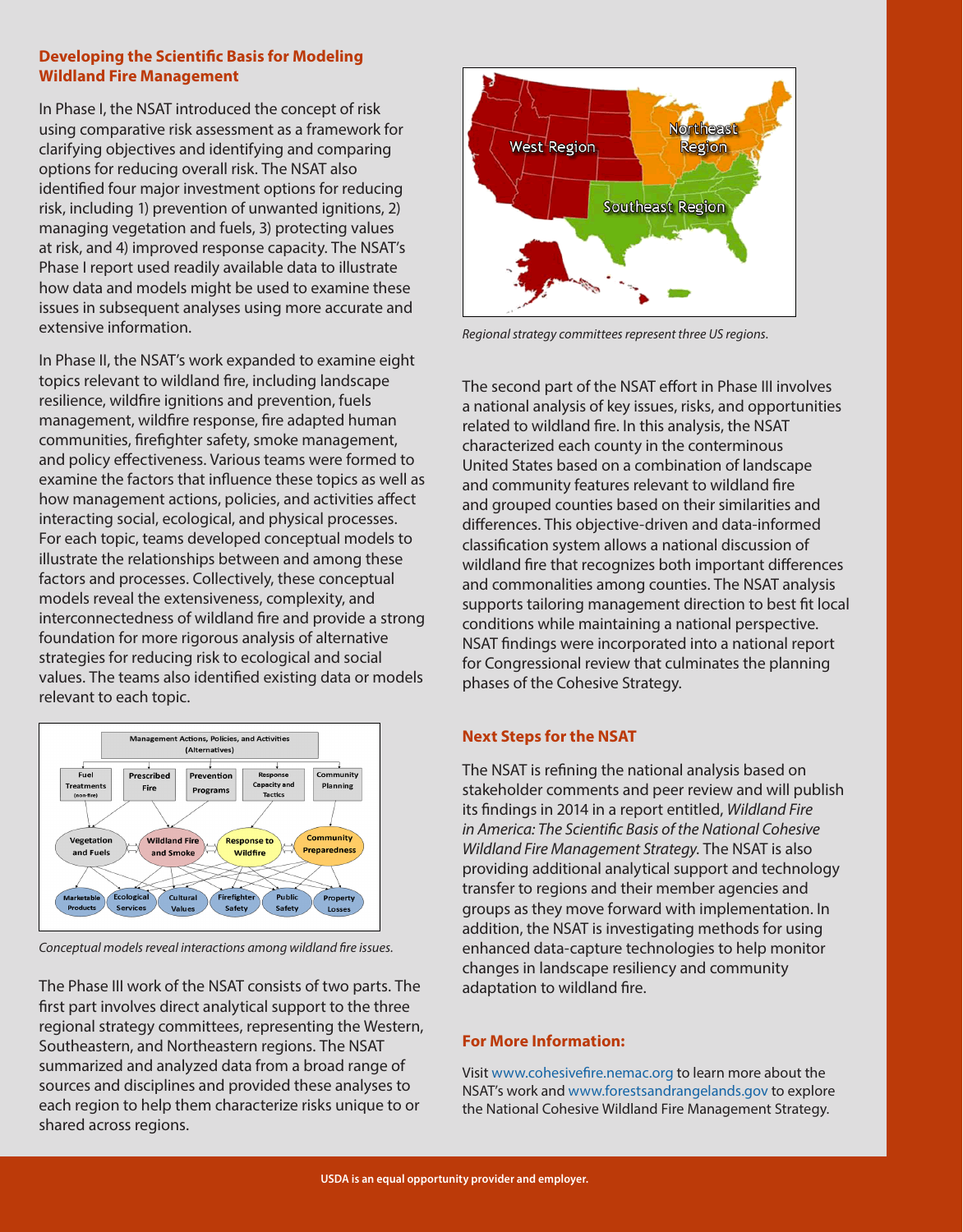## Developing the Scientific Basis for Modeling Wildland Fire Management

In Phase I, the NSAT introduced the concept of risk using comparative risk assessment as a framework for clarifying objectives and identifying and comparing options for reducing overall risk. The NSAT also identified four major investment options for reducing risk, including 1) prevention of unwanted ignitions, 2) managing vegetation and fuels, 3) protecting values at risk, and 4) improved response capacity. The NSAT's Phase I report used readily available data to illustrate how data and models might be used to examine these issues in subsequent analyses using more accurate and extensive information.

In Phase II, the NSAT's work expanded to examine eight topics relevant to wildland fire, including landscape resilience, wildfire ignitions and prevention, fuels management, wildfire response, fire adapted human communities, firefighter safety, smoke management, and policy effectiveness. Various teams were formed to examine the factors that influence these topics as well as how management actions, policies, and activities affect interacting social, ecological, and physical processes. For each topic, teams developed conceptual models to illustrate the relationships between and among these factors and processes. Collectively, these conceptual models reveal the extensiveness, complexity, and interconnectedness of wildland fire and provide a strong foundation for more rigorous analysis of alternative strategies for reducing risk to ecological and social values. The teams also identified existing data or models relevant to each topic.

Management Actions, Policies, and Activities (Alternatives)

Fuel Treatments (non-fire)
Prescribed Fire
Prevention Programs
Response Capacity and Tactics
Community Planning

Vegetation and Fuels
Wildland Fire and Smoke
Response to Wildfire
Community Preparedness

Marketable Products
Ecological Services
Cultural Values
Firefighter Safety
Public Safety
Property Losses

*Conceptual models reveal interactions among wildland fire issues.*

The Phase III work of the NSAT consists of two parts. The first part involves direct analytical support to the three regional strategy committees, representing the Western, Southeastern, and Northeastern regions. The NSAT summarized and analyzed data from a broad range of sources and disciplines and provided these analyses to each region to help them characterize risks unique to or shared across regions.

West Region
Northeast Region
Southeast Region

*Regional strategy committees represent three US regions.*

The second part of the NSAT effort in Phase III involves a national analysis of key issues, risks, and opportunities related to wildland fire. In this analysis, the NSAT characterized each county in the conterminous United States based on a combination of landscape and community features relevant to wildland fire and grouped counties based on their similarities and differences. This objective-driven and data-informed classification system allows a national discussion of wildland fire that recognizes both important differences and commonalities among counties. The NSAT analysis supports tailoring management direction to best fit local conditions while maintaining a national perspective. NSAT findings were incorporated into a national report for Congressional review that culminates the planning phases of the Cohesive Strategy.

## Next Steps for the NSAT

The NSAT is refining the national analysis based on stakeholder comments and peer review and will publish its findings in 2014 in a report entitled, *Wildland Fire in America: The Scientific Basis of the National Cohesive Wildland Fire Management Strategy.* The NSAT is also providing additional analytical support and technology transfer to regions and their member agencies and groups as they move forward with implementation. In addition, the NSAT is investigating methods for using enhanced data-capture technologies to help monitor changes in landscape resiliency and community adaptation to wildland fire.

## For More Information:

Visit www.cohesivefire.nemac.org to learn more about the NSAT's work and www.forestsandrangelands.gov to explore the National Cohesive Wildland Fire Management Strategy.

USDA is an equal opportunity provider and employer.